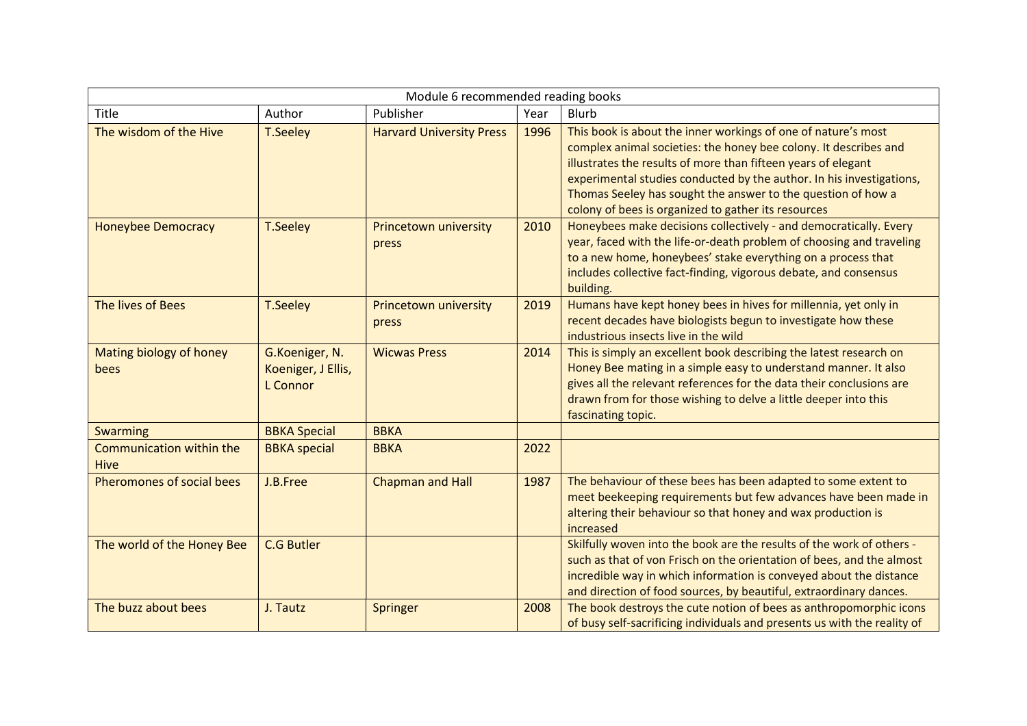| Module 6 recommended reading books | | | | |
|---|---|---|---|---|
| Title | Author | Publisher | Year | Blurb |
| The wisdom of the Hive | T.Seeley | Harvard University Press | 1996 | This book is about the inner workings of one of nature's most complex animal societies: the honey bee colony. It describes and illustrates the results of more than fifteen years of elegant experimental studies conducted by the author. In his investigations, Thomas Seeley has sought the answer to the question of how a colony of bees is organized to gather its resources |
| Honeybee Democracy | T.Seeley | Princetown university press | 2010 | Honeybees make decisions collectively - and democratically. Every year, faced with the life-or-death problem of choosing and traveling to a new home, honeybees' stake everything on a process that includes collective fact-finding, vigorous debate, and consensus building. |
| The lives of Bees | T.Seeley | Princetown university press | 2019 | Humans have kept honey bees in hives for millennia, yet only in recent decades have biologists begun to investigate how these industrious insects live in the wild |
| Mating biology of honey bees | G.Koeniger, N. Koeniger, J Ellis, L Connor | Wicwas Press | 2014 | This is simply an excellent book describing the latest research on Honey Bee mating in a simple easy to understand manner. It also gives all the relevant references for the data their conclusions are drawn from for those wishing to delve a little deeper into this fascinating topic. |
| Swarming | BBKA Special | BBKA | | |
| Communication within the Hive | BBKA special | BBKA | 2022 | |
| Pheromones of social bees | J.B.Free | Chapman and Hall | 1987 | The behaviour of these bees has been adapted to some extent to meet beekeeping requirements but few advances have been made in altering their behaviour so that honey and wax production is increased |
| The world of the Honey Bee | C.G Butler | | | Skilfully woven into the book are the results of the work of others - such as that of von Frisch on the orientation of bees, and the almost incredible way in which information is conveyed about the distance and direction of food sources, by beautiful, extraordinary dances. |
| The buzz about bees | J. Tautz | Springer | 2008 | The book destroys the cute notion of bees as anthropomorphic icons of busy self-sacrificing individuals and presents us with the reality of |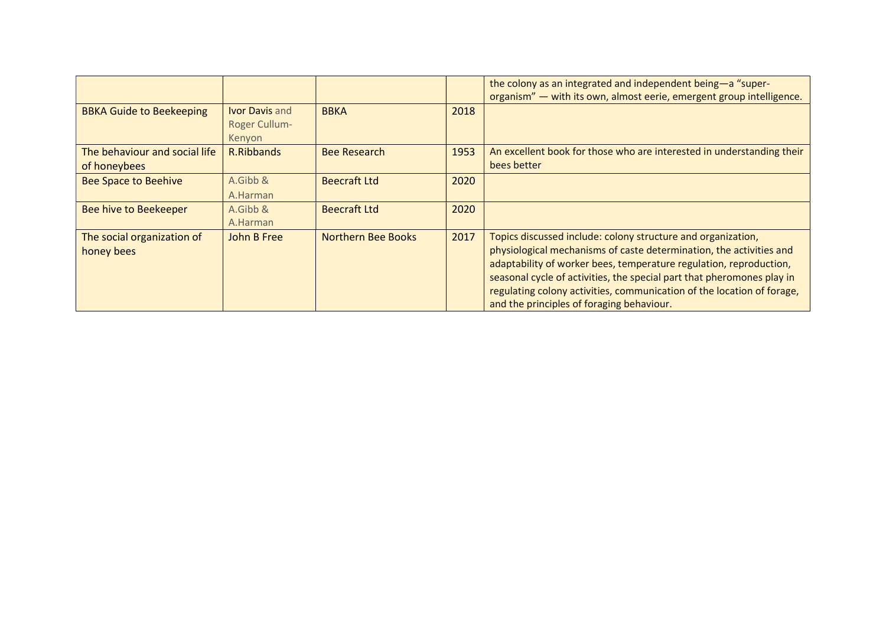| | | | | |
|---|---|---|---|---|
| | | | | the colony as an integrated and independent being—a "super-organism" — with its own, almost eerie, emergent group intelligence. |
| BBKA Guide to Beekeeping | Ivor Davis and Roger Cullum-Kenyon | BBKA | 2018 | |
| The behaviour and social life of honeybees | R.Ribbands | Bee Research | 1953 | An excellent book for those who are interested in understanding their bees better |
| Bee Space to Beehive | A.Gibb & A.Harman | Beecraft Ltd | 2020 | |
| Bee hive to Beekeeper | A.Gibb & A.Harman | Beecraft Ltd | 2020 | |
| The social organization of honey bees | John B Free | Northern Bee Books | 2017 | Topics discussed include: colony structure and organization, physiological mechanisms of caste determination, the activities and adaptability of worker bees, temperature regulation, reproduction, seasonal cycle of activities, the special part that pheromones play in regulating colony activities, communication of the location of forage, and the principles of foraging behaviour. |